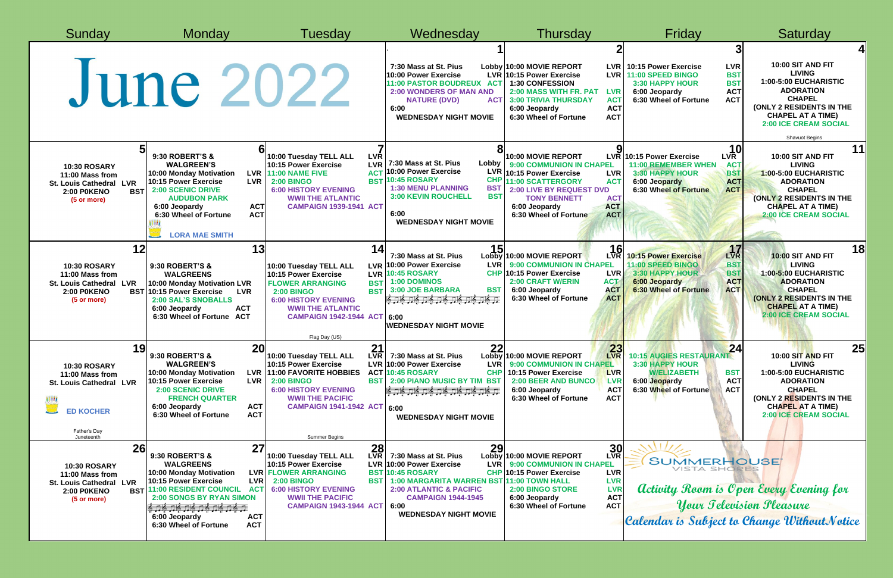# June 2022

| Sunday | Monday | Tuesday | Wednesday | Thursday | Friday | Saturday |
|---|---|---|---|---|---|---|
| | | | **1**<br>7:30 Mass at St. Pius Lobby<br>10:00 Power Exercise LVR<br>11:00 PASTOR BOUDREUX ACT<br>2:00 WONDERS OF MAN AND NATURE (DVD) ACT<br>6:00 WEDNESDAY NIGHT MOVIE | **2**<br>10:00 MOVIE REPORT LVR<br>10:15 Power Exercise LVR<br>1:30 CONFESSION<br>2:00 MASS WITH FR. PAT LVR<br>3:00 TRIVIA THURSDAY ACT<br>6:00 Jeopardy ACT<br>6:30 Wheel of Fortune ACT | **3**<br>10:15 Power Exercise LVR<br>11:00 SPEED BINGO BST<br>3:30 HAPPY HOUR BST<br>6:00 Jeopardy ACT<br>6:30 Wheel of Fortune ACT | **4**<br>10:00 SIT AND FIT LIVING<br>1:00-5:00 EUCHARISTIC ADORATION CHAPEL<br>(ONLY 2 RESIDENTS IN THE CHAPEL AT A TIME)<br>2:00 ICE CREAM SOCIAL<br>Shavuot Begins |
| **5**<br>10:30 ROSARY<br>11:00 Mass from St. Louis Cathedral LVR<br>2:00 POKENO BST<br>(5 or more) | **6**<br>9:30 ROBERT'S & WALGREEN'S<br>10:00 Monday Motivation LVR<br>10:15 Power Exercise LVR<br>2:00 SCENIC DRIVE AUDUBON PARK<br>6:00 Jeopardy ACT<br>6:30 Wheel of Fortune ACT<br>LORA MAE SMITH | **7**<br>10:00 Tuesday TELL ALL LVR<br>10:15 Power Exercise LVR<br>11:00 NAME FIVE ACT<br>2:00 BINGO BST<br>6:00 HISTORY EVENING WWII THE ATLANTIC CAMPAIGN 1939-1941 ACT | **8**<br>7:30 Mass at St. Pius Lobby<br>10:00 Power Exercise LVR<br>10:45 ROSARY CHP<br>1:30 MENU PLANNING BST<br>3:00 KEVIN ROUCHELL BST<br>6:00 WEDNESDAY NIGHT MOVIE | **9**<br>10:00 MOVIE REPORT LVR<br>9:00 COMMUNION IN CHAPEL<br>10:15 Power Exercise LVR<br>11:00 SCATTERGORY ACT<br>2:00 LIVE BY REQUEST DVD TONY BENNETT ACT<br>6:00 Jeopardy ACT<br>6:30 Wheel of Fortune ACT | **10**<br>10:15 Power Exercise LVR<br>11:00 REMEMBER WHEN ACT<br>3:30 HAPPY HOUR BST<br>6:00 Jeopardy ACT<br>6:30 Wheel of Fortune ACT | **11**<br>10:00 SIT AND FIT LIVING<br>1:00-5:00 EUCHARISTIC ADORATION CHAPEL<br>(ONLY 2 RESIDENTS IN THE CHAPEL AT A TIME)<br>2:00 ICE CREAM SOCIAL |
| **12**<br>10:30 ROSARY<br>11:00 Mass from St. Louis Cathedral LVR<br>2:00 POKENO BST<br>(5 or more) | **13**<br>9:30 ROBERT'S & WALGREENS<br>10:00 Monday Motivation LVR<br>10:15 Power Exercise LVR<br>2:00 SAL'S SNOBALLS<br>6:00 Jeopardy ACT<br>6:30 Wheel of Fortune ACT | **14**<br>10:00 Tuesday TELL ALL LVR<br>10:15 Power Exercise LVR<br>FLOWER ARRANGING BST<br>2:00 BINGO BST<br>6:00 HISTORY EVENING WWII THE ATLANTIC CAMPAIGN 1942-1944 ACT<br>Flag Day (US) | **15**<br>7:30 Mass at St. Pius Lobby<br>10:00 Power Exercise LVR<br>10:45 ROSARY CHP<br>1:00 DOMINOS<br>3:00 HISTORY BST<br>6:00 WEDNESDAY NIGHT MOVIE | **16**<br>10:00 MOVIE REPORT LVR<br>9:00 COMMUNION IN CHAPEL<br>10:15 Power Exercise LVR<br>2:00 CRAFT W/ERIN ACT<br>6:00 Jeopardy ACT<br>6:30 Wheel of Fortune ACT | **17**<br>10:15 Power Exercise LVR<br>11:00 SPEED BINGO BST<br>3:30 HAPPY HOUR BST<br>6:00 Jeopardy ACT<br>6:30 Wheel of Fortune ACT | **18**<br>10:00 SIT AND FIT LIVING<br>1:00-5:00 EUCHARISTIC ADORATION CHAPEL<br>(ONLY 2 RESIDENTS IN THE CHAPEL AT A TIME)<br>2:00 ICE CREAM SOCIAL |
| **19**<br>10:30 ROSARY<br>11:00 Mass from St. Louis Cathedral LVR<br>ED KOCHER<br>Father's Day<br>Juneteenth | **20**<br>9:30 ROBERT'S & WALGREEN'S<br>10:00 Monday Motivation LVR<br>10:15 Power Exercise LVR<br>2:00 SCENIC DRIVE FRENCH QUARTER<br>6:00 Jeopardy ACT<br>6:30 Wheel of Fortune ACT | **21**<br>10:00 Tuesday TELL ALL LVR<br>10:15 Power Exercise LVR<br>11:00 FAVORITE HOBBIES ACT<br>2:00 BINGO BST<br>6:00 HISTORY EVENING WWII THE PACIFIC CAMPAIGN 1941-1942 ACT<br>Summer Begins | **22**<br>7:30 Mass at St. Pius Lobby<br>10:00 Power Exercise LVR<br>10:45 ROSARY CHP<br>2:00 PIANO MUSIC BY TIM BST<br>6:00 WEDNESDAY NIGHT MOVIE | **23**<br>10:00 MOVIE REPORT LVR<br>9:00 COMMUNION IN CHAPEL<br>10:15 Power Exercise LVR<br>2:00 BEER AND BUNCO LVR<br>6:00 Jeopardy ACT<br>6:30 Wheel of Fortune ACT | **24**<br>10:15 AUGIES RESTAURANT<br>3:30 HAPPY HOUR W/ELIZABETH BST<br>6:00 Jeopardy ACT<br>6:30 Wheel of Fortune ACT | **25**<br>10:00 SIT AND FIT LIVING<br>1:00-5:00 EUCHARISTIC ADORATION CHAPEL<br>(ONLY 2 RESIDENTS IN THE CHAPEL AT A TIME)<br>2:00 ICE CREAM SOCIAL |
| **26**<br>10:30 ROSARY<br>11:00 Mass from St. Louis Cathedral LVR<br>2:00 POKENO BST<br>(5 or more) | **27**<br>9:30 ROBERT'S & WALGREENS<br>10:00 Monday Motivation LVR<br>10:15 Power Exercise LVR<br>11:00 RESIDENT COUNCIL ACT<br>2:00 SONGS BY RYAN SIMON<br>6:00 Jeopardy ACT<br>6:30 Wheel of Fortune ACT | **28**<br>10:00 Tuesday TELL ALL LVR<br>10:15 Power Exercise LVR<br>FLOWER ARRANGING BST<br>2:00 BINGO BST<br>6:00 HISTORY EVENING WWII THE PACIFIC CAMPAIGN 1943-1944 ACT | **29**<br>7:30 Mass at St. Pius Lobby<br>10:00 Power Exercise LVR<br>10:45 ROSARY CHP<br>1:00 MARGARITA WARREN BST<br>2:00 ATLANTIC & PACIFIC CAMPAIGN 1944-1945<br>6:00 WEDNESDAY NIGHT MOVIE | **30**<br>10:00 MOVIE REPORT LVR<br>9:00 COMMUNION IN CHAPEL<br>10:15 Power Exercise LVR<br>11:00 TOWN HALL LVR<br>2:00 BINGO STORE LVR<br>6:00 Jeopardy ACT<br>6:30 Wheel of Fortune ACT | SUMMERHOUSE VISTA SHORES<br>*Activity Room is Open Every Evening for Your Television Pleasure*<br>*Calendar is Subject to Change Without Notice* | |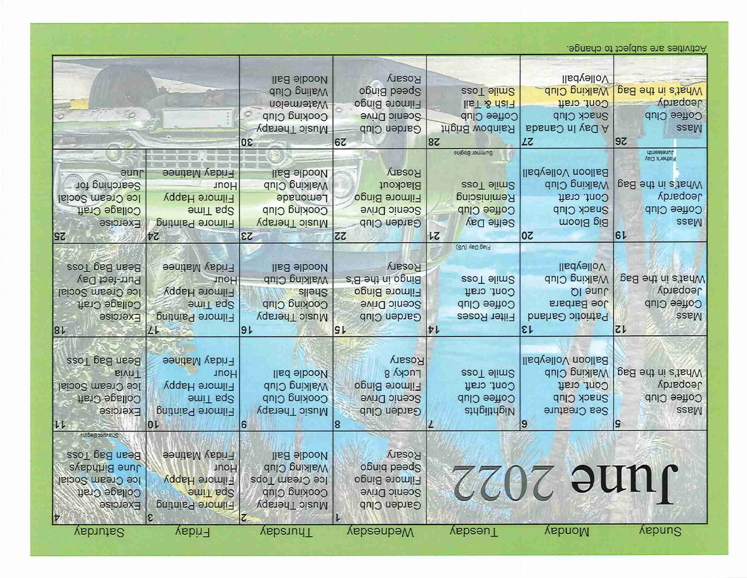# June 2022

| Sunday | Monday | Tuesday | Wednesday | Thursday | Friday | Saturday |
|---|---|---|---|---|---|---|
| | | | **1** Garden Club, Scenic Drive, Filmore Bingo, Speed bingo, Rosary | **2** Music Therapy, Cooking Club, Ice Cream Tops, Walking Club, Noodle Ball | **3** Filmore Painting, Spa Time, Filmore Happy Hour, Friday Matinee | **4** *Shavuot Begins* Exercise, Collage Craft, Ice Cream Social, June Birthdays, Bean Bag Toss |
| **5** Mass, Coffee Club, Jeopardy, What's in the Bag | **6** Sea Creature, Snack Club, Cont. craft, Walking Club, Balloon Volleyball | **7** Nightlights, Coffee Club, Cont. craft, Smile Toss | **8** Garden Club, Scenic Drive, Filmore Bingo, Lucky 8, Rosary | **9** Music Therapy, Cooking Club, Walking Club, Noodle ball | **10** Filmore Painting, Spa Time, Filmore Happy Hour, Friday Matinee | **11** Exercise, Collage Craft, Ice Cream Social, Trivia, Bean Bag Toss |
| **12** Mass, Coffee Club, Jeopardy, What's in the Bag | **13** Patriotic Garland, Joe Barbara, June IQ, Walking Club, Volleyball | **14** *Flag Day (US)* Filter Roses, Coffee Club, Cont. craft, Smile Toss | **15** Garden Club, Scenic Drive, Filmore Bingo, Bingo in the B's, Rosary | **16** Music Therapy, Cooking Club, Shells, Walking Club, Noodle Ball | **17** Filmore Painting, Spa Time, Filmore Happy Hour, Friday Matinee | **18** Exercise, Collage Craft, Ice Cream Social, Purr-fect Day, Bean Bag Toss |
| **19** *Father's Day Juneteenth* Mass, Coffee Club, Jeopardy, What's in the Bag | **20** Big Bloom, Snack Club, Cont. craft, Walking Club, Balloon Volleyball | **21** *Summer Begins* Selfie Day, Coffee Club, Reminiscing, Smile Toss | **22** Garden Club, Scenic Drive, Filmore Bingo, Blackout, Rosary | **23** Music Therapy, Cooking Club, Lemonade, Walking Club, Noodle Ball | **24** Filmore Painting, Spa Time, Filmore Happy Hour, Friday Matinee | **25** Exercise, Collage Craft, Ice Cream Social, Searching for June |
| **26** Mass, Coffee Club, Jeopardy, What's in the Bag | **27** A Day In Canada, Snack Club, Cont. craft, Walking Club, Volleyball | **28** Rainbow Bright, Coffee Club, Fish & Tail, Smile Toss | **29** Garden Club, Scenic Drive, Filmore Bingo, Speed Bingo, Rosary | **30** Music Therapy, Cooking Club, Watermelon, Waling Club, Noodle Ball | | |

Activities are subject to change.